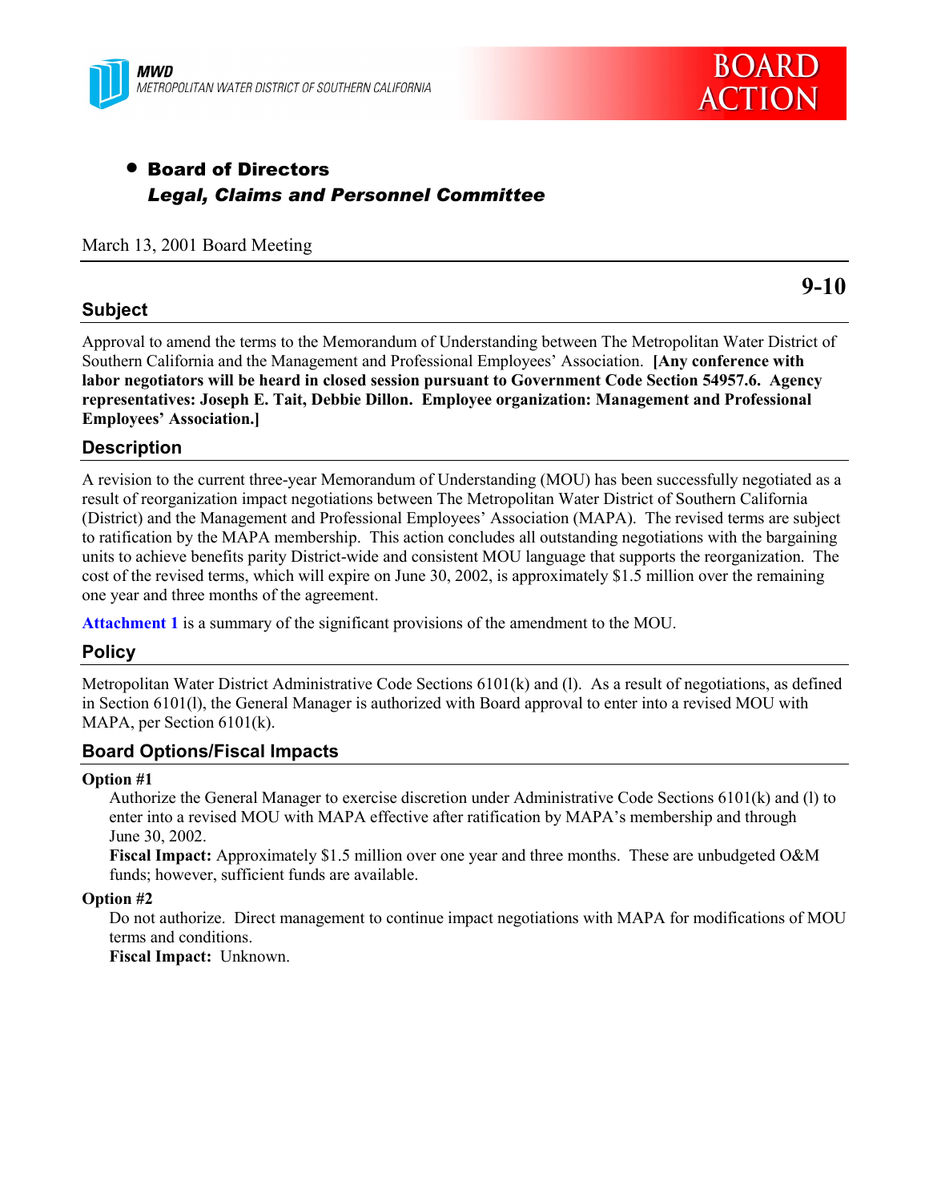MWD
METROPOLITAN WATER DISTRICT OF SOUTHERN CALIFORNIA

BOARD ACTION

- **Board of Directors**
  ***Legal, Claims and Personnel Committee***

March 13, 2001 Board Meeting

**9-10**

## Subject

Approval to amend the terms to the Memorandum of Understanding between The Metropolitan Water District of Southern California and the Management and Professional Employees' Association. **[Any conference with labor negotiators will be heard in closed session pursuant to Government Code Section 54957.6. Agency representatives: Joseph E. Tait, Debbie Dillon. Employee organization: Management and Professional Employees' Association.]**

## Description

A revision to the current three-year Memorandum of Understanding (MOU) has been successfully negotiated as a result of reorganization impact negotiations between The Metropolitan Water District of Southern California (District) and the Management and Professional Employees' Association (MAPA). The revised terms are subject to ratification by the MAPA membership. This action concludes all outstanding negotiations with the bargaining units to achieve benefits parity District-wide and consistent MOU language that supports the reorganization. The cost of the revised terms, which will expire on June 30, 2002, is approximately $1.5 million over the remaining one year and three months of the agreement.

**Attachment 1** is a summary of the significant provisions of the amendment to the MOU.

## Policy

Metropolitan Water District Administrative Code Sections 6101(k) and (l). As a result of negotiations, as defined in Section 6101(l), the General Manager is authorized with Board approval to enter into a revised MOU with MAPA, per Section 6101(k).

## Board Options/Fiscal Impacts

**Option #1**

Authorize the General Manager to exercise discretion under Administrative Code Sections 6101(k) and (l) to enter into a revised MOU with MAPA effective after ratification by MAPA's membership and through June 30, 2002.

**Fiscal Impact:** Approximately $1.5 million over one year and three months. These are unbudgeted O&M funds; however, sufficient funds are available.

**Option #2**

Do not authorize. Direct management to continue impact negotiations with MAPA for modifications of MOU terms and conditions.

**Fiscal Impact:** Unknown.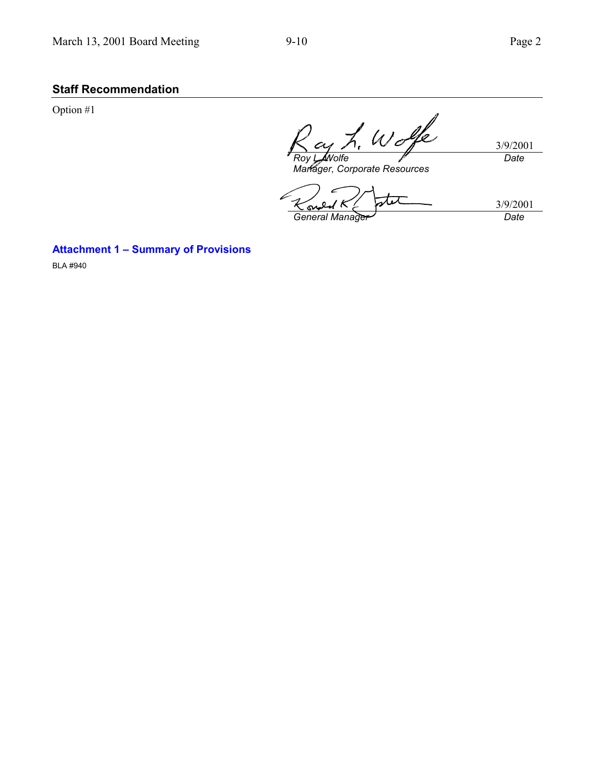## Staff Recommendation

Option #1

| | |
|---|---|
| *Roy L. Wolfe*<br>*Manager, Corporate Resources* | 3/9/2001<br>*Date* |
| *General Manager* | 3/9/2001<br>*Date* |

**Attachment 1 – Summary of Provisions**

BLA #940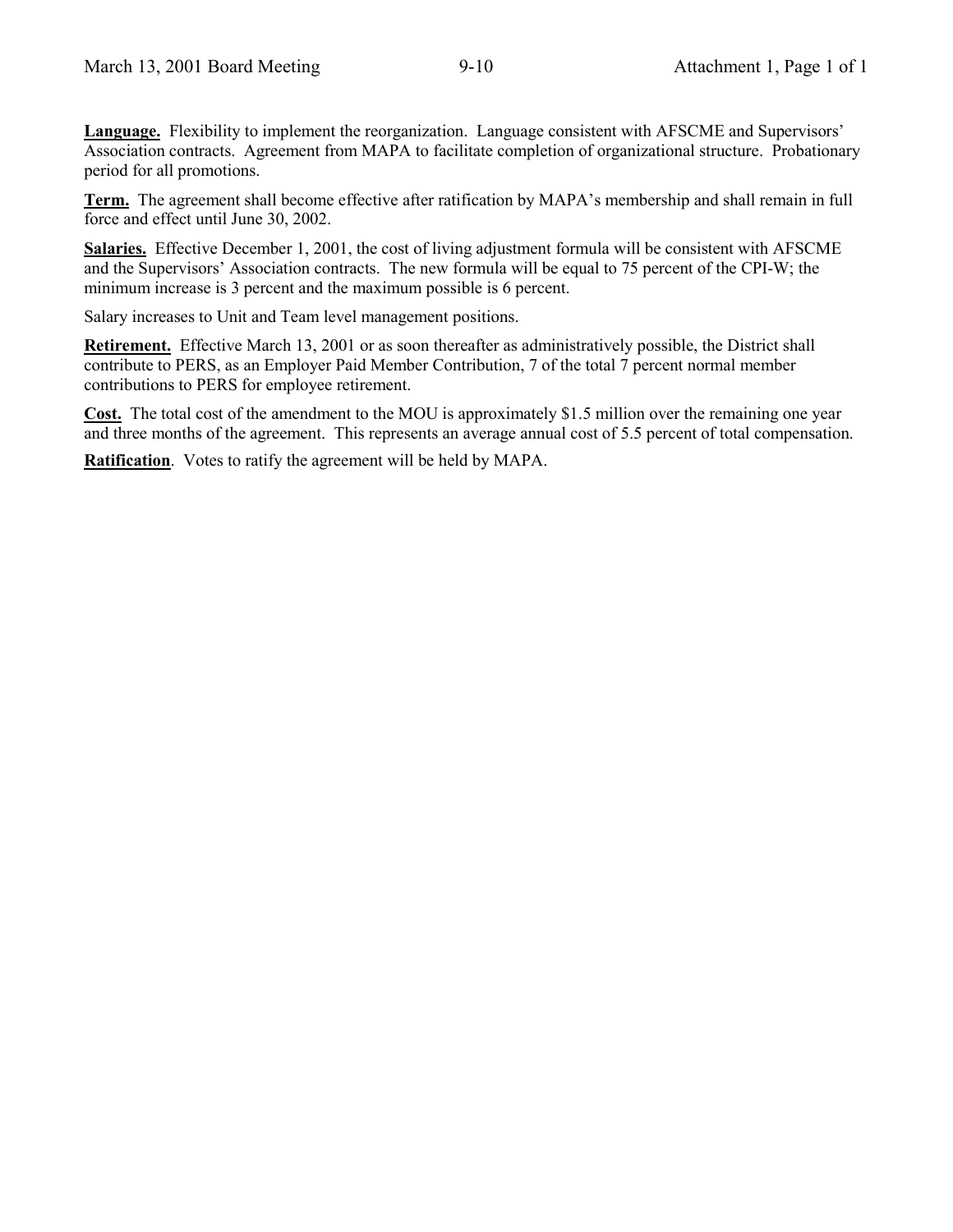**Language.** Flexibility to implement the reorganization. Language consistent with AFSCME and Supervisors' Association contracts. Agreement from MAPA to facilitate completion of organizational structure. Probationary period for all promotions.

**Term.** The agreement shall become effective after ratification by MAPA's membership and shall remain in full force and effect until June 30, 2002.

**Salaries.** Effective December 1, 2001, the cost of living adjustment formula will be consistent with AFSCME and the Supervisors' Association contracts. The new formula will be equal to 75 percent of the CPI-W; the minimum increase is 3 percent and the maximum possible is 6 percent.

Salary increases to Unit and Team level management positions.

**Retirement.** Effective March 13, 2001 or as soon thereafter as administratively possible, the District shall contribute to PERS, as an Employer Paid Member Contribution, 7 of the total 7 percent normal member contributions to PERS for employee retirement.

**Cost.** The total cost of the amendment to the MOU is approximately $1.5 million over the remaining one year and three months of the agreement. This represents an average annual cost of 5.5 percent of total compensation.

**Ratification**. Votes to ratify the agreement will be held by MAPA.